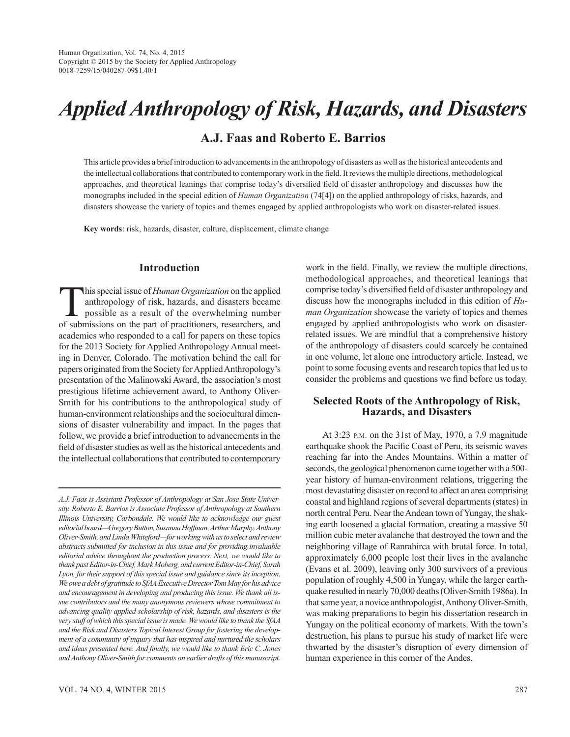# Applied Anthropology of Risk, Hazards, and Disasters

**A.J. Faas and Roberto E. Barrios**

This article provides a brief introduction to advancements in the anthropology of disasters as well as the historical antecedents and the intellectual collaborations that contributed to contemporary work in the field. It reviews the multiple directions, methodological approaches, and theoretical leanings that comprise today's diversified field of disaster anthropology and discusses how the monographs included in the special edition of *Human Organization* (74[4]) on the applied anthropology of risks, hazards, and disasters showcase the variety of topics and themes engaged by applied anthropologists who work on disaster-related issues.

**Key words**: risk, hazards, disaster, culture, displacement, climate change

## Introduction

This special issue of *Human Organization* on the applied anthropology of risk, hazards, and disasters became possible as a result of the overwhelming number of submissions on the part of practitioners, researchers, and academics who responded to a call for papers on these topics for the 2013 Society for Applied Anthropology Annual meeting in Denver, Colorado. The motivation behind the call for papers originated from the Society for Applied Anthropology's presentation of the Malinowski Award, the association's most prestigious lifetime achievement award, to Anthony Oliver-Smith for his contributions to the anthropological study of human-environment relationships and the sociocultural dimensions of disaster vulnerability and impact. In the pages that follow, we provide a brief introduction to advancements in the field of disaster studies as well as the historical antecedents and the intellectual collaborations that contributed to contemporary work in the field. Finally, we review the multiple directions, methodological approaches, and theoretical leanings that comprise today's diversified field of disaster anthropology and discuss how the monographs included in this edition of *Human Organization* showcase the variety of topics and themes engaged by applied anthropologists who work on disaster-related issues. We are mindful that a comprehensive history of the anthropology of disasters could scarcely be contained in one volume, let alone one introductory article. Instead, we point to some focusing events and research topics that led us to consider the problems and questions we find before us today.

*A.J. Faas is Assistant Professor of Anthropology at San Jose State University. Roberto E. Barrios is Associate Professor of Anthropology at Southern Illinois University, Carbondale. We would like to acknowledge our guest editorial board—Gregory Button, Susanna Hoffman, Arthur Murphy, Anthony Oliver-Smith, and Linda Whiteford—for working with us to select and review abstracts submitted for inclusion in this issue and for providing invaluable editorial advice throughout the production process. Next, we would like to thank past Editor-in-Chief, Mark Moberg, and current Editor-in-Chief, Sarah Lyon, for their support of this special issue and guidance since its inception. We owe a debt of gratitude to SfAA Executive Director Tom May for his advice and encouragement in developing and producing this issue. We thank all issue contributors and the many anonymous reviewers whose commitment to advancing quality applied scholarship of risk, hazards, and disasters is the very stuff of which this special issue is made. We would like to thank the SfAA and the Risk and Disasters Topical Interest Group for fostering the development of a community of inquiry that has inspired and nurtured the scholars and ideas presented here. And finally, we would like to thank Eric C. Jones and Anthony Oliver-Smith for comments on earlier drafts of this manuscript.*

## Selected Roots of the Anthropology of Risk, Hazards, and Disasters

At 3:23 P.M. on the 31st of May, 1970, a 7.9 magnitude earthquake shook the Pacific Coast of Peru, its seismic waves reaching far into the Andes Mountains. Within a matter of seconds, the geological phenomenon came together with a 500-year history of human-environment relations, triggering the most devastating disaster on record to affect an area comprising coastal and highland regions of several departments (states) in north central Peru. Near the Andean town of Yungay, the shaking earth loosened a glacial formation, creating a massive 50 million cubic meter avalanche that destroyed the town and the neighboring village of Ranrahirca with brutal force. In total, approximately 6,000 people lost their lives in the avalanche (Evans et al. 2009), leaving only 300 survivors of a previous population of roughly 4,500 in Yungay, while the larger earthquake resulted in nearly 70,000 deaths (Oliver-Smith 1986a). In that same year, a novice anthropologist, Anthony Oliver-Smith, was making preparations to begin his dissertation research in Yungay on the political economy of markets. With the town's destruction, his plans to pursue his study of market life were thwarted by the disaster's disruption of every dimension of human experience in this corner of the Andes.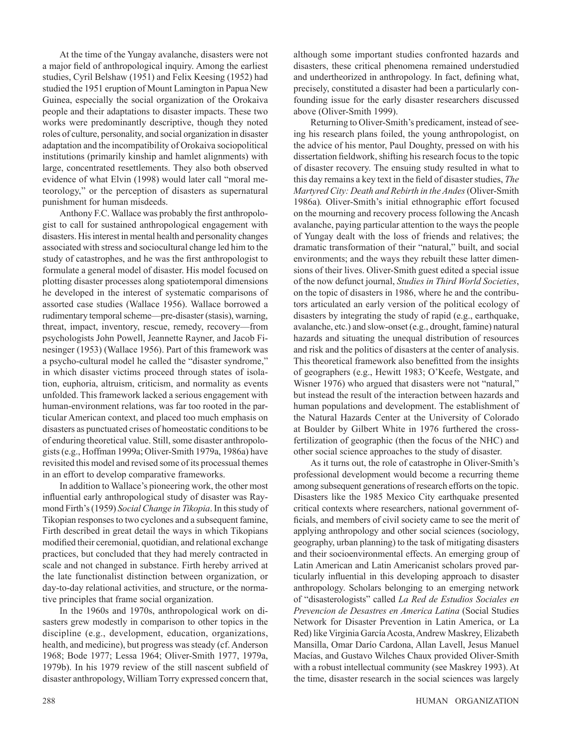At the time of the Yungay avalanche, disasters were not a major field of anthropological inquiry. Among the earliest studies, Cyril Belshaw (1951) and Felix Keesing (1952) had studied the 1951 eruption of Mount Lamington in Papua New Guinea, especially the social organization of the Orokaiva people and their adaptations to disaster impacts. These two works were predominantly descriptive, though they noted roles of culture, personality, and social organization in disaster adaptation and the incompatibility of Orokaiva sociopolitical institutions (primarily kinship and hamlet alignments) with large, concentrated resettlements. They also both observed evidence of what Elvin (1998) would later call "moral meteorology," or the perception of disasters as supernatural punishment for human misdeeds.

Anthony F.C. Wallace was probably the first anthropologist to call for sustained anthropological engagement with disasters. His interest in mental health and personality changes associated with stress and sociocultural change led him to the study of catastrophes, and he was the first anthropologist to formulate a general model of disaster. His model focused on plotting disaster processes along spatiotemporal dimensions he developed in the interest of systematic comparisons of assorted case studies (Wallace 1956). Wallace borrowed a rudimentary temporal scheme—pre-disaster (stasis), warning, threat, impact, inventory, rescue, remedy, recovery—from psychologists John Powell, Jeannette Rayner, and Jacob Finesinger (1953) (Wallace 1956). Part of this framework was a psycho-cultural model he called the "disaster syndrome," in which disaster victims proceed through states of isolation, euphoria, altruism, criticism, and normality as events unfolded. This framework lacked a serious engagement with human-environment relations, was far too rooted in the particular American context, and placed too much emphasis on disasters as punctuated crises of homeostatic conditions to be of enduring theoretical value. Still, some disaster anthropologists (e.g., Hoffman 1999a; Oliver-Smith 1979a, 1986a) have revisited this model and revised some of its processual themes in an effort to develop comparative frameworks.

In addition to Wallace's pioneering work, the other most influential early anthropological study of disaster was Raymond Firth's (1959) *Social Change in Tikopia*. In this study of Tikopian responses to two cyclones and a subsequent famine, Firth described in great detail the ways in which Tikopians modified their ceremonial, quotidian, and relational exchange practices, but concluded that they had merely contracted in scale and not changed in substance. Firth hereby arrived at the late functionalist distinction between organization, or day-to-day relational activities, and structure, or the normative principles that frame social organization.

In the 1960s and 1970s, anthropological work on disasters grew modestly in comparison to other topics in the discipline (e.g., development, education, organizations, health, and medicine), but progress was steady (cf. Anderson 1968; Bode 1977; Lessa 1964; Oliver-Smith 1977, 1979a, 1979b). In his 1979 review of the still nascent subfield of disaster anthropology, William Torry expressed concern that, although some important studies confronted hazards and disasters, these critical phenomena remained understudied and undertheorized in anthropology. In fact, defining what, precisely, constituted a disaster had been a particularly confounding issue for the early disaster researchers discussed above (Oliver-Smith 1999).

Returning to Oliver-Smith's predicament, instead of seeing his research plans foiled, the young anthropologist, on the advice of his mentor, Paul Doughty, pressed on with his dissertation fieldwork, shifting his research focus to the topic of disaster recovery. The ensuing study resulted in what to this day remains a key text in the field of disaster studies, *The Martyred City: Death and Rebirth in the Andes* (Oliver-Smith 1986a). Oliver-Smith's initial ethnographic effort focused on the mourning and recovery process following the Ancash avalanche, paying particular attention to the ways the people of Yungay dealt with the loss of friends and relatives; the dramatic transformation of their "natural," built, and social environments; and the ways they rebuilt these latter dimensions of their lives. Oliver-Smith guest edited a special issue of the now defunct journal, *Studies in Third World Societies*, on the topic of disasters in 1986, where he and the contributors articulated an early version of the political ecology of disasters by integrating the study of rapid (e.g., earthquake, avalanche, etc.) and slow-onset (e.g., drought, famine) natural hazards and situating the unequal distribution of resources and risk and the politics of disasters at the center of analysis. This theoretical framework also benefitted from the insights of geographers (e.g., Hewitt 1983; O'Keefe, Westgate, and Wisner 1976) who argued that disasters were not "natural," but instead the result of the interaction between hazards and human populations and development. The establishment of the Natural Hazards Center at the University of Colorado at Boulder by Gilbert White in 1976 furthered the cross-fertilization of geographic (then the focus of the NHC) and other social science approaches to the study of disaster.

As it turns out, the role of catastrophe in Oliver-Smith's professional development would become a recurring theme among subsequent generations of research efforts on the topic. Disasters like the 1985 Mexico City earthquake presented critical contexts where researchers, national government officials, and members of civil society came to see the merit of applying anthropology and other social sciences (sociology, geography, urban planning) to the task of mitigating disasters and their socioenvironmental effects. An emerging group of Latin American and Latin Americanist scholars proved particularly influential in this developing approach to disaster anthropology. Scholars belonging to an emerging network of "disasterologists" called *La Red de Estudios Sociales en Prevencion de Desastres en America Latina* (Social Studies Network for Disaster Prevention in Latin America, or La Red) like Virginia García Acosta, Andrew Maskrey, Elizabeth Mansilla, Omar Darío Cardona, Allan Lavell, Jesus Manuel Macías, and Gustavo Wilches Chaux provided Oliver-Smith with a robust intellectual community (see Maskrey 1993). At the time, disaster research in the social sciences was largely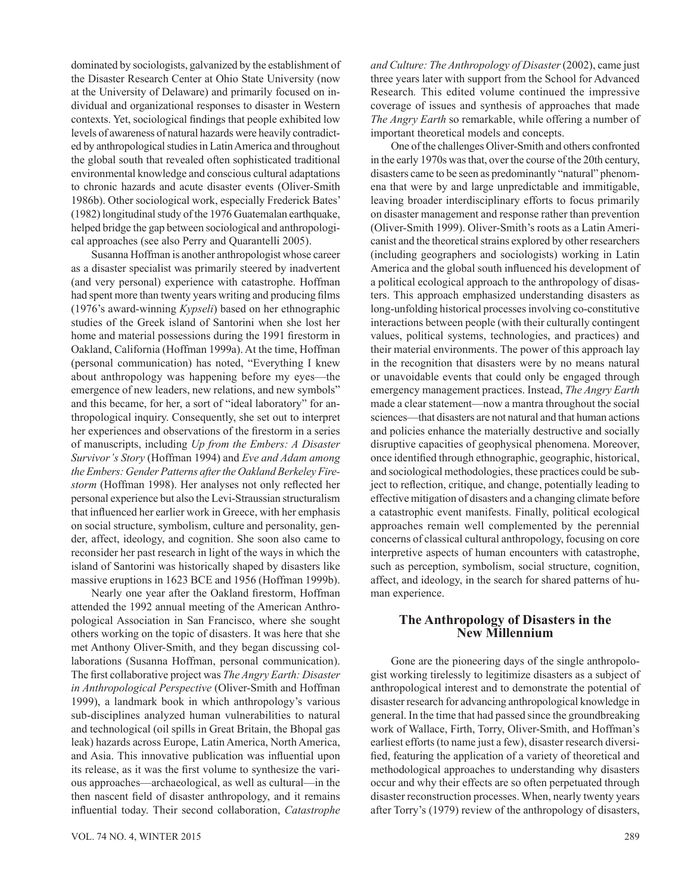dominated by sociologists, galvanized by the establishment of the Disaster Research Center at Ohio State University (now at the University of Delaware) and primarily focused on individual and organizational responses to disaster in Western contexts. Yet, sociological findings that people exhibited low levels of awareness of natural hazards were heavily contradicted by anthropological studies in Latin America and throughout the global south that revealed often sophisticated traditional environmental knowledge and conscious cultural adaptations to chronic hazards and acute disaster events (Oliver-Smith 1986b). Other sociological work, especially Frederick Bates' (1982) longitudinal study of the 1976 Guatemalan earthquake, helped bridge the gap between sociological and anthropological approaches (see also Perry and Quarantelli 2005).

Susanna Hoffman is another anthropologist whose career as a disaster specialist was primarily steered by inadvertent (and very personal) experience with catastrophe. Hoffman had spent more than twenty years writing and producing films (1976's award-winning *Kypseli*) based on her ethnographic studies of the Greek island of Santorini when she lost her home and material possessions during the 1991 firestorm in Oakland, California (Hoffman 1999a). At the time, Hoffman (personal communication) has noted, "Everything I knew about anthropology was happening before my eyes—the emergence of new leaders, new relations, and new symbols" and this became, for her, a sort of "ideal laboratory" for anthropological inquiry. Consequently, she set out to interpret her experiences and observations of the firestorm in a series of manuscripts, including *Up from the Embers: A Disaster Survivor's Story* (Hoffman 1994) and *Eve and Adam among the Embers: Gender Patterns after the Oakland Berkeley Firestorm* (Hoffman 1998). Her analyses not only reflected her personal experience but also the Levi-Straussian structuralism that influenced her earlier work in Greece, with her emphasis on social structure, symbolism, culture and personality, gender, affect, ideology, and cognition. She soon also came to reconsider her past research in light of the ways in which the island of Santorini was historically shaped by disasters like massive eruptions in 1623 BCE and 1956 (Hoffman 1999b).

Nearly one year after the Oakland firestorm, Hoffman attended the 1992 annual meeting of the American Anthropological Association in San Francisco, where she sought others working on the topic of disasters. It was here that she met Anthony Oliver-Smith, and they began discussing collaborations (Susanna Hoffman, personal communication). The first collaborative project was *The Angry Earth: Disaster in Anthropological Perspective* (Oliver-Smith and Hoffman 1999), a landmark book in which anthropology's various sub-disciplines analyzed human vulnerabilities to natural and technological (oil spills in Great Britain, the Bhopal gas leak) hazards across Europe, Latin America, North America, and Asia. This innovative publication was influential upon its release, as it was the first volume to synthesize the various approaches—archaeological, as well as cultural—in the then nascent field of disaster anthropology, and it remains influential today. Their second collaboration, *Catastrophe and Culture: The Anthropology of Disaster* (2002), came just three years later with support from the School for Advanced Research. This edited volume continued the impressive coverage of issues and synthesis of approaches that made *The Angry Earth* so remarkable, while offering a number of important theoretical models and concepts.

One of the challenges Oliver-Smith and others confronted in the early 1970s was that, over the course of the 20th century, disasters came to be seen as predominantly "natural" phenomena that were by and large unpredictable and immitigable, leaving broader interdisciplinary efforts to focus primarily on disaster management and response rather than prevention (Oliver-Smith 1999). Oliver-Smith's roots as a Latin Americanist and the theoretical strains explored by other researchers (including geographers and sociologists) working in Latin America and the global south influenced his development of a political ecological approach to the anthropology of disasters. This approach emphasized understanding disasters as long-unfolding historical processes involving co-constitutive interactions between people (with their culturally contingent values, political systems, technologies, and practices) and their material environments. The power of this approach lay in the recognition that disasters were by no means natural or unavoidable events that could only be engaged through emergency management practices. Instead, *The Angry Earth* made a clear statement—now a mantra throughout the social sciences—that disasters are not natural and that human actions and policies enhance the materially destructive and socially disruptive capacities of geophysical phenomena. Moreover, once identified through ethnographic, geographic, historical, and sociological methodologies, these practices could be subject to reflection, critique, and change, potentially leading to effective mitigation of disasters and a changing climate before a catastrophic event manifests. Finally, political ecological approaches remain well complemented by the perennial concerns of classical cultural anthropology, focusing on core interpretive aspects of human encounters with catastrophe, such as perception, symbolism, social structure, cognition, affect, and ideology, in the search for shared patterns of human experience.

## The Anthropology of Disasters in the New Millennium

Gone are the pioneering days of the single anthropologist working tirelessly to legitimize disasters as a subject of anthropological interest and to demonstrate the potential of disaster research for advancing anthropological knowledge in general. In the time that had passed since the groundbreaking work of Wallace, Firth, Torry, Oliver-Smith, and Hoffman's earliest efforts (to name just a few), disaster research diversified, featuring the application of a variety of theoretical and methodological approaches to understanding why disasters occur and why their effects are so often perpetuated through disaster reconstruction processes. When, nearly twenty years after Torry's (1979) review of the anthropology of disasters,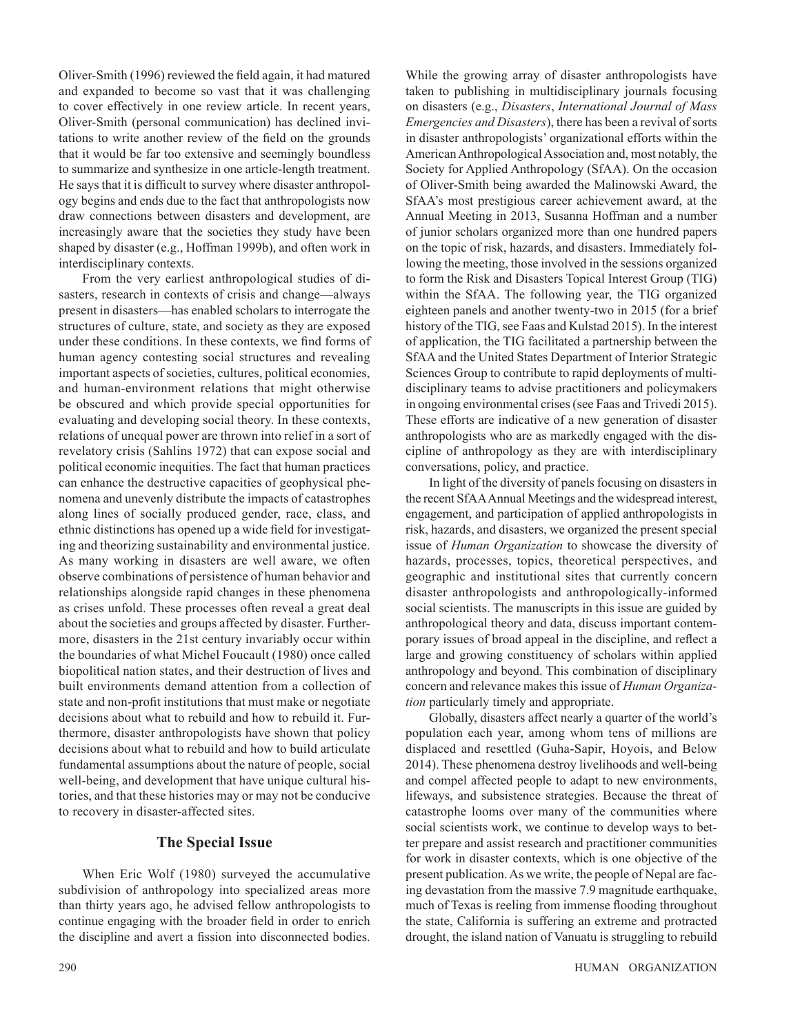Oliver-Smith (1996) reviewed the field again, it had matured and expanded to become so vast that it was challenging to cover effectively in one review article. In recent years, Oliver-Smith (personal communication) has declined invitations to write another review of the field on the grounds that it would be far too extensive and seemingly boundless to summarize and synthesize in one article-length treatment. He says that it is difficult to survey where disaster anthropology begins and ends due to the fact that anthropologists now draw connections between disasters and development, are increasingly aware that the societies they study have been shaped by disaster (e.g., Hoffman 1999b), and often work in interdisciplinary contexts.

From the very earliest anthropological studies of disasters, research in contexts of crisis and change—always present in disasters—has enabled scholars to interrogate the structures of culture, state, and society as they are exposed under these conditions. In these contexts, we find forms of human agency contesting social structures and revealing important aspects of societies, cultures, political economies, and human-environment relations that might otherwise be obscured and which provide special opportunities for evaluating and developing social theory. In these contexts, relations of unequal power are thrown into relief in a sort of revelatory crisis (Sahlins 1972) that can expose social and political economic inequities. The fact that human practices can enhance the destructive capacities of geophysical phenomena and unevenly distribute the impacts of catastrophes along lines of socially produced gender, race, class, and ethnic distinctions has opened up a wide field for investigating and theorizing sustainability and environmental justice. As many working in disasters are well aware, we often observe combinations of persistence of human behavior and relationships alongside rapid changes in these phenomena as crises unfold. These processes often reveal a great deal about the societies and groups affected by disaster. Furthermore, disasters in the 21st century invariably occur within the boundaries of what Michel Foucault (1980) once called biopolitical nation states, and their destruction of lives and built environments demand attention from a collection of state and non-profit institutions that must make or negotiate decisions about what to rebuild and how to rebuild it. Furthermore, disaster anthropologists have shown that policy decisions about what to rebuild and how to build articulate fundamental assumptions about the nature of people, social well-being, and development that have unique cultural histories, and that these histories may or may not be conducive to recovery in disaster-affected sites.

## The Special Issue

When Eric Wolf (1980) surveyed the accumulative subdivision of anthropology into specialized areas more than thirty years ago, he advised fellow anthropologists to continue engaging with the broader field in order to enrich the discipline and avert a fission into disconnected bodies. While the growing array of disaster anthropologists have taken to publishing in multidisciplinary journals focusing on disasters (e.g., *Disasters*, *International Journal of Mass Emergencies and Disasters*), there has been a revival of sorts in disaster anthropologists' organizational efforts within the American Anthropological Association and, most notably, the Society for Applied Anthropology (SfAA). On the occasion of Oliver-Smith being awarded the Malinowski Award, the SfAA's most prestigious career achievement award, at the Annual Meeting in 2013, Susanna Hoffman and a number of junior scholars organized more than one hundred papers on the topic of risk, hazards, and disasters. Immediately following the meeting, those involved in the sessions organized to form the Risk and Disasters Topical Interest Group (TIG) within the SfAA. The following year, the TIG organized eighteen panels and another twenty-two in 2015 (for a brief history of the TIG, see Faas and Kulstad 2015). In the interest of application, the TIG facilitated a partnership between the SfAA and the United States Department of Interior Strategic Sciences Group to contribute to rapid deployments of multidisciplinary teams to advise practitioners and policymakers in ongoing environmental crises (see Faas and Trivedi 2015). These efforts are indicative of a new generation of disaster anthropologists who are as markedly engaged with the discipline of anthropology as they are with interdisciplinary conversations, policy, and practice.

In light of the diversity of panels focusing on disasters in the recent SfAA Annual Meetings and the widespread interest, engagement, and participation of applied anthropologists in risk, hazards, and disasters, we organized the present special issue of *Human Organization* to showcase the diversity of hazards, processes, topics, theoretical perspectives, and geographic and institutional sites that currently concern disaster anthropologists and anthropologically-informed social scientists. The manuscripts in this issue are guided by anthropological theory and data, discuss important contemporary issues of broad appeal in the discipline, and reflect a large and growing constituency of scholars within applied anthropology and beyond. This combination of disciplinary concern and relevance makes this issue of *Human Organization* particularly timely and appropriate.

Globally, disasters affect nearly a quarter of the world's population each year, among whom tens of millions are displaced and resettled (Guha-Sapir, Hoyois, and Below 2014). These phenomena destroy livelihoods and well-being and compel affected people to adapt to new environments, lifeways, and subsistence strategies. Because the threat of catastrophe looms over many of the communities where social scientists work, we continue to develop ways to better prepare and assist research and practitioner communities for work in disaster contexts, which is one objective of the present publication. As we write, the people of Nepal are facing devastation from the massive 7.9 magnitude earthquake, much of Texas is reeling from immense flooding throughout the state, California is suffering an extreme and protracted drought, the island nation of Vanuatu is struggling to rebuild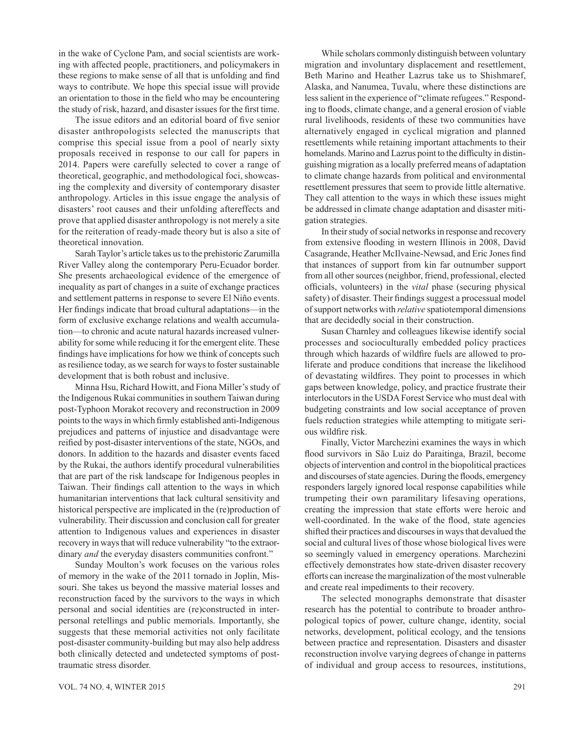in the wake of Cyclone Pam, and social scientists are working with affected people, practitioners, and policymakers in these regions to make sense of all that is unfolding and find ways to contribute. We hope this special issue will provide an orientation to those in the field who may be encountering the study of risk, hazard, and disaster issues for the first time.

The issue editors and an editorial board of five senior disaster anthropologists selected the manuscripts that comprise this special issue from a pool of nearly sixty proposals received in response to our call for papers in 2014. Papers were carefully selected to cover a range of theoretical, geographic, and methodological foci, showcasing the complexity and diversity of contemporary disaster anthropology. Articles in this issue engage the analysis of disasters' root causes and their unfolding aftereffects and prove that applied disaster anthropology is not merely a site for the reiteration of ready-made theory but is also a site of theoretical innovation.

Sarah Taylor's article takes us to the prehistoric Zarumilla River Valley along the contemporary Peru-Ecuador border. She presents archaeological evidence of the emergence of inequality as part of changes in a suite of exchange practices and settlement patterns in response to severe El Niño events. Her findings indicate that broad cultural adaptations—in the form of exclusive exchange relations and wealth accumulation—to chronic and acute natural hazards increased vulnerability for some while reducing it for the emergent elite. These findings have implications for how we think of concepts such as resilience today, as we search for ways to foster sustainable development that is both robust and inclusive.

Minna Hsu, Richard Howitt, and Fiona Miller's study of the Indigenous Rukai communities in southern Taiwan during post-Typhoon Morakot recovery and reconstruction in 2009 points to the ways in which firmly established anti-Indigenous prejudices and patterns of injustice and disadvantage were reified by post-disaster interventions of the state, NGOs, and donors. In addition to the hazards and disaster events faced by the Rukai, the authors identify procedural vulnerabilities that are part of the risk landscape for Indigenous peoples in Taiwan. Their findings call attention to the ways in which humanitarian interventions that lack cultural sensitivity and historical perspective are implicated in the (re)production of vulnerability. Their discussion and conclusion call for greater attention to Indigenous values and experiences in disaster recovery in ways that will reduce vulnerability "to the extraordinary *and* the everyday disasters communities confront."

Sunday Moulton's work focuses on the various roles of memory in the wake of the 2011 tornado in Joplin, Missouri. She takes us beyond the massive material losses and reconstruction faced by the survivors to the ways in which personal and social identities are (re)constructed in interpersonal retellings and public memorials. Importantly, she suggests that these memorial activities not only facilitate post-disaster community-building but may also help address both clinically detected and undetected symptoms of post-traumatic stress disorder.

While scholars commonly distinguish between voluntary migration and involuntary displacement and resettlement, Beth Marino and Heather Lazrus take us to Shishmaref, Alaska, and Nanumea, Tuvalu, where these distinctions are less salient in the experience of "climate refugees." Responding to floods, climate change, and a general erosion of viable rural livelihoods, residents of these two communities have alternatively engaged in cyclical migration and planned resettlements while retaining important attachments to their homelands. Marino and Lazrus point to the difficulty in distinguishing migration as a locally preferred means of adaptation to climate change hazards from political and environmental resettlement pressures that seem to provide little alternative. They call attention to the ways in which these issues might be addressed in climate change adaptation and disaster mitigation strategies.

In their study of social networks in response and recovery from extensive flooding in western Illinois in 2008, David Casagrande, Heather McIlvaine-Newsad, and Eric Jones find that instances of support from kin far outnumber support from all other sources (neighbor, friend, professional, elected officials, volunteers) in the *vital* phase (securing physical safety) of disaster. Their findings suggest a processual model of support networks with *relative* spatiotemporal dimensions that are decidedly social in their construction.

Susan Charnley and colleagues likewise identify social processes and socioculturally embedded policy practices through which hazards of wildfire fuels are allowed to proliferate and produce conditions that increase the likelihood of devastating wildfires. They point to processes in which gaps between knowledge, policy, and practice frustrate their interlocutors in the USDA Forest Service who must deal with budgeting constraints and low social acceptance of proven fuels reduction strategies while attempting to mitigate serious wildfire risk.

Finally, Victor Marchezini examines the ways in which flood survivors in São Luiz do Paraitinga, Brazil, become objects of intervention and control in the biopolitical practices and discourses of state agencies. During the floods, emergency responders largely ignored local response capabilities while trumpeting their own paramilitary lifesaving operations, creating the impression that state efforts were heroic and well-coordinated. In the wake of the flood, state agencies shifted their practices and discourses in ways that devalued the social and cultural lives of those whose biological lives were so seemingly valued in emergency operations. Marchezini effectively demonstrates how state-driven disaster recovery efforts can increase the marginalization of the most vulnerable and create real impediments to their recovery.

The selected monographs demonstrate that disaster research has the potential to contribute to broader anthropological topics of power, culture change, identity, social networks, development, political ecology, and the tensions between practice and representation. Disasters and disaster reconstruction involve varying degrees of change in patterns of individual and group access to resources, institutions,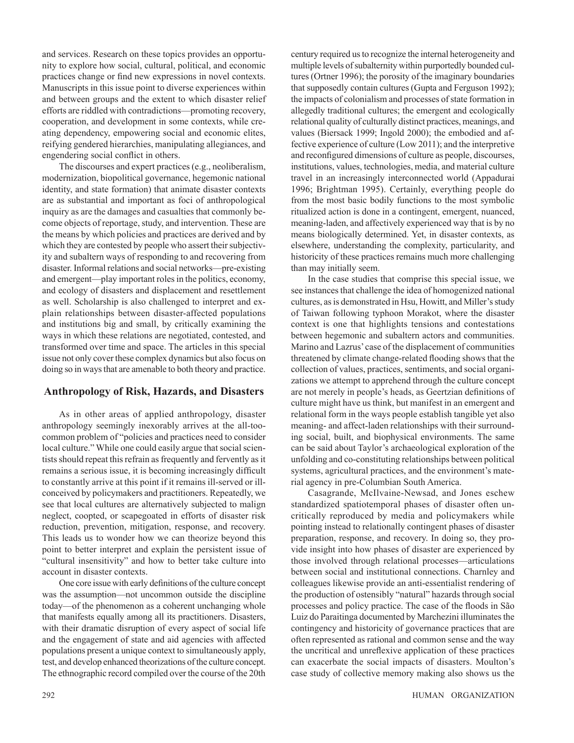and services. Research on these topics provides an opportunity to explore how social, cultural, political, and economic practices change or find new expressions in novel contexts. Manuscripts in this issue point to diverse experiences within and between groups and the extent to which disaster relief efforts are riddled with contradictions—promoting recovery, cooperation, and development in some contexts, while creating dependency, empowering social and economic elites, reifying gendered hierarchies, manipulating allegiances, and engendering social conflict in others.

The discourses and expert practices (e.g., neoliberalism, modernization, biopolitical governance, hegemonic national identity, and state formation) that animate disaster contexts are as substantial and important as foci of anthropological inquiry as are the damages and casualties that commonly become objects of reportage, study, and intervention. These are the means by which policies and practices are derived and by which they are contested by people who assert their subjectivity and subaltern ways of responding to and recovering from disaster. Informal relations and social networks—pre-existing and emergent—play important roles in the politics, economy, and ecology of disasters and displacement and resettlement as well. Scholarship is also challenged to interpret and explain relationships between disaster-affected populations and institutions big and small, by critically examining the ways in which these relations are negotiated, contested, and transformed over time and space. The articles in this special issue not only cover these complex dynamics but also focus on doing so in ways that are amenable to both theory and practice.

## Anthropology of Risk, Hazards, and Disasters

As in other areas of applied anthropology, disaster anthropology seemingly inexorably arrives at the all-too-common problem of "policies and practices need to consider local culture." While one could easily argue that social scientists should repeat this refrain as frequently and fervently as it remains a serious issue, it is becoming increasingly difficult to constantly arrive at this point if it remains ill-served or ill-conceived by policymakers and practitioners. Repeatedly, we see that local cultures are alternatively subjected to malign neglect, coopted, or scapegoated in efforts of disaster risk reduction, prevention, mitigation, response, and recovery. This leads us to wonder how we can theorize beyond this point to better interpret and explain the persistent issue of "cultural insensitivity" and how to better take culture into account in disaster contexts.

One core issue with early definitions of the culture concept was the assumption—not uncommon outside the discipline today—of the phenomenon as a coherent unchanging whole that manifests equally among all its practitioners. Disasters, with their dramatic disruption of every aspect of social life and the engagement of state and aid agencies with affected populations present a unique context to simultaneously apply, test, and develop enhanced theorizations of the culture concept. The ethnographic record compiled over the course of the 20th century required us to recognize the internal heterogeneity and multiple levels of subalternity within purportedly bounded cultures (Ortner 1996); the porosity of the imaginary boundaries that supposedly contain cultures (Gupta and Ferguson 1992); the impacts of colonialism and processes of state formation in allegedly traditional cultures; the emergent and ecologically relational quality of culturally distinct practices, meanings, and values (Biersack 1999; Ingold 2000); the embodied and affective experience of culture (Low 2011); and the interpretive and reconfigured dimensions of culture as people, discourses, institutions, values, technologies, media, and material culture travel in an increasingly interconnected world (Appadurai 1996; Brightman 1995). Certainly, everything people do from the most basic bodily functions to the most symbolic ritualized action is done in a contingent, emergent, nuanced, meaning-laden, and affectively experienced way that is by no means biologically determined. Yet, in disaster contexts, as elsewhere, understanding the complexity, particularity, and historicity of these practices remains much more challenging than may initially seem.

In the case studies that comprise this special issue, we see instances that challenge the idea of homogenized national cultures, as is demonstrated in Hsu, Howitt, and Miller's study of Taiwan following typhoon Morakot, where the disaster context is one that highlights tensions and contestations between hegemonic and subaltern actors and communities. Marino and Lazrus' case of the displacement of communities threatened by climate change-related flooding shows that the collection of values, practices, sentiments, and social organizations we attempt to apprehend through the culture concept are not merely in people's heads, as Geertzian definitions of culture might have us think, but manifest in an emergent and relational form in the ways people establish tangible yet also meaning- and affect-laden relationships with their surrounding social, built, and biophysical environments. The same can be said about Taylor's archaeological exploration of the unfolding and co-constituting relationships between political systems, agricultural practices, and the environment's material agency in pre-Columbian South America.

Casagrande, McIlvaine-Newsad, and Jones eschew standardized spatiotemporal phases of disaster often uncritically reproduced by media and policymakers while pointing instead to relationally contingent phases of disaster preparation, response, and recovery. In doing so, they provide insight into how phases of disaster are experienced by those involved through relational processes—articulations between social and institutional connections. Charnley and colleagues likewise provide an anti-essentialist rendering of the production of ostensibly "natural" hazards through social processes and policy practice. The case of the floods in São Luiz do Paraitinga documented by Marchezini illuminates the contingency and historicity of governance practices that are often represented as rational and common sense and the way the uncritical and unreflexive application of these practices can exacerbate the social impacts of disasters. Moulton's case study of collective memory making also shows us the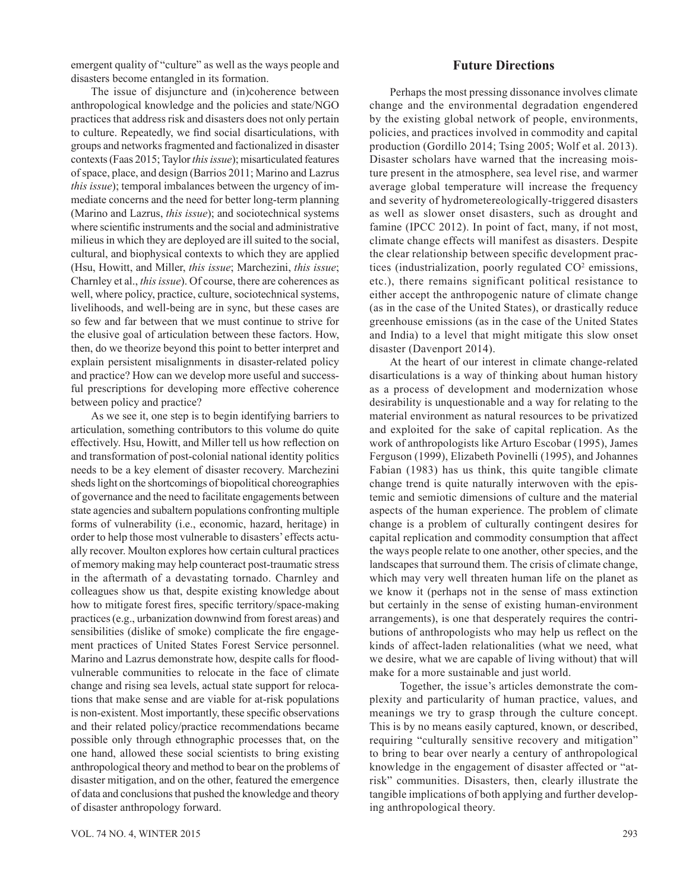emergent quality of "culture" as well as the ways people and disasters become entangled in its formation.

The issue of disjuncture and (in)coherence between anthropological knowledge and the policies and state/NGO practices that address risk and disasters does not only pertain to culture. Repeatedly, we find social disarticulations, with groups and networks fragmented and factionalized in disaster contexts (Faas 2015; Taylor *this issue*); misarticulated features of space, place, and design (Barrios 2011; Marino and Lazrus *this issue*); temporal imbalances between the urgency of immediate concerns and the need for better long-term planning (Marino and Lazrus, *this issue*); and sociotechnical systems where scientific instruments and the social and administrative milieus in which they are deployed are ill suited to the social, cultural, and biophysical contexts to which they are applied (Hsu, Howitt, and Miller, *this issue*; Marchezini, *this issue*; Charnley et al., *this issue*). Of course, there are coherences as well, where policy, practice, culture, sociotechnical systems, livelihoods, and well-being are in sync, but these cases are so few and far between that we must continue to strive for the elusive goal of articulation between these factors. How, then, do we theorize beyond this point to better interpret and explain persistent misalignments in disaster-related policy and practice? How can we develop more useful and successful prescriptions for developing more effective coherence between policy and practice?

As we see it, one step is to begin identifying barriers to articulation, something contributors to this volume do quite effectively. Hsu, Howitt, and Miller tell us how reflection on and transformation of post-colonial national identity politics needs to be a key element of disaster recovery. Marchezini sheds light on the shortcomings of biopolitical choreographies of governance and the need to facilitate engagements between state agencies and subaltern populations confronting multiple forms of vulnerability (i.e., economic, hazard, heritage) in order to help those most vulnerable to disasters' effects actually recover. Moulton explores how certain cultural practices of memory making may help counteract post-traumatic stress in the aftermath of a devastating tornado. Charnley and colleagues show us that, despite existing knowledge about how to mitigate forest fires, specific territory/space-making practices (e.g., urbanization downwind from forest areas) and sensibilities (dislike of smoke) complicate the fire engagement practices of United States Forest Service personnel. Marino and Lazrus demonstrate how, despite calls for flood-vulnerable communities to relocate in the face of climate change and rising sea levels, actual state support for relocations that make sense and are viable for at-risk populations is non-existent. Most importantly, these specific observations and their related policy/practice recommendations became possible only through ethnographic processes that, on the one hand, allowed these social scientists to bring existing anthropological theory and method to bear on the problems of disaster mitigation, and on the other, featured the emergence of data and conclusions that pushed the knowledge and theory of disaster anthropology forward.

## Future Directions

Perhaps the most pressing dissonance involves climate change and the environmental degradation engendered by the existing global network of people, environments, policies, and practices involved in commodity and capital production (Gordillo 2014; Tsing 2005; Wolf et al. 2013). Disaster scholars have warned that the increasing moisture present in the atmosphere, sea level rise, and warmer average global temperature will increase the frequency and severity of hydrometereologically-triggered disasters as well as slower onset disasters, such as drought and famine (IPCC 2012). In point of fact, many, if not most, climate change effects will manifest as disasters. Despite the clear relationship between specific development practices (industrialization, poorly regulated $CO^2$ emissions, etc.), there remains significant political resistance to either accept the anthropogenic nature of climate change (as in the case of the United States), or drastically reduce greenhouse emissions (as in the case of the United States and India) to a level that might mitigate this slow onset disaster (Davenport 2014).

At the heart of our interest in climate change-related disarticulations is a way of thinking about human history as a process of development and modernization whose desirability is unquestionable and a way for relating to the material environment as natural resources to be privatized and exploited for the sake of capital replication. As the work of anthropologists like Arturo Escobar (1995), James Ferguson (1999), Elizabeth Povinelli (1995), and Johannes Fabian (1983) has us think, this quite tangible climate change trend is quite naturally interwoven with the epistemic and semiotic dimensions of culture and the material aspects of the human experience. The problem of climate change is a problem of culturally contingent desires for capital replication and commodity consumption that affect the ways people relate to one another, other species, and the landscapes that surround them. The crisis of climate change, which may very well threaten human life on the planet as we know it (perhaps not in the sense of mass extinction but certainly in the sense of existing human-environment arrangements), is one that desperately requires the contributions of anthropologists who may help us reflect on the kinds of affect-laden relationalities (what we need, what we desire, what we are capable of living without) that will make for a more sustainable and just world.

Together, the issue's articles demonstrate the complexity and particularity of human practice, values, and meanings we try to grasp through the culture concept. This is by no means easily captured, known, or described, requiring "culturally sensitive recovery and mitigation" to bring to bear over nearly a century of anthropological knowledge in the engagement of disaster affected or "at-risk" communities. Disasters, then, clearly illustrate the tangible implications of both applying and further developing anthropological theory.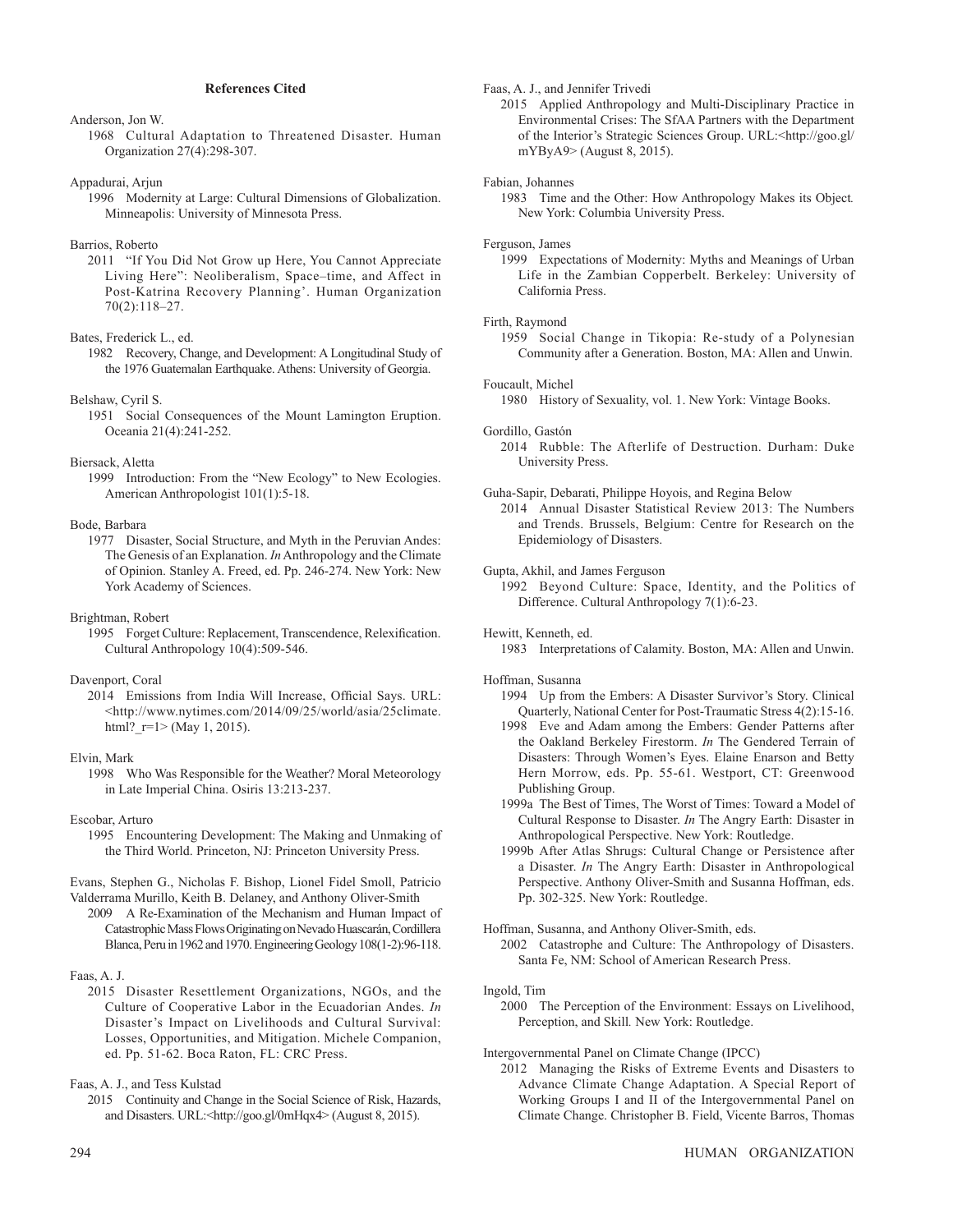## References Cited

Anderson, Jon W.
1968 Cultural Adaptation to Threatened Disaster. Human Organization 27(4):298-307.

Appadurai, Arjun
1996 Modernity at Large: Cultural Dimensions of Globalization. Minneapolis: University of Minnesota Press.

Barrios, Roberto
2011 "If You Did Not Grow up Here, You Cannot Appreciate Living Here": Neoliberalism, Space–time, and Affect in Post-Katrina Recovery Planning'. Human Organization 70(2):118–27.

Bates, Frederick L., ed.
1982 Recovery, Change, and Development: A Longitudinal Study of the 1976 Guatemalan Earthquake. Athens: University of Georgia.

Belshaw, Cyril S.
1951 Social Consequences of the Mount Lamington Eruption. Oceania 21(4):241-252.

Biersack, Aletta
1999 Introduction: From the "New Ecology" to New Ecologies. American Anthropologist 101(1):5-18.

Bode, Barbara
1977 Disaster, Social Structure, and Myth in the Peruvian Andes: The Genesis of an Explanation. *In* Anthropology and the Climate of Opinion. Stanley A. Freed, ed. Pp. 246-274. New York: New York Academy of Sciences.

Brightman, Robert
1995 Forget Culture: Replacement, Transcendence, Relexification. Cultural Anthropology 10(4):509-546.

Davenport, Coral
2014 Emissions from India Will Increase, Official Says. URL: <http://www.nytimes.com/2014/09/25/world/asia/25climate.html?_r=1> (May 1, 2015).

Elvin, Mark
1998 Who Was Responsible for the Weather? Moral Meteorology in Late Imperial China. Osiris 13:213-237.

Escobar, Arturo
1995 Encountering Development: The Making and Unmaking of the Third World. Princeton, NJ: Princeton University Press.

Evans, Stephen G., Nicholas F. Bishop, Lionel Fidel Smoll, Patricio Valderrama Murillo, Keith B. Delaney, and Anthony Oliver-Smith
2009 A Re-Examination of the Mechanism and Human Impact of Catastrophic Mass Flows Originating on Nevado Huascarán, Cordillera Blanca, Peru in 1962 and 1970. Engineering Geology 108(1-2):96-118.

Faas, A. J.
2015 Disaster Resettlement Organizations, NGOs, and the Culture of Cooperative Labor in the Ecuadorian Andes. *In* Disaster's Impact on Livelihoods and Cultural Survival: Losses, Opportunities, and Mitigation. Michele Companion, ed. Pp. 51-62. Boca Raton, FL: CRC Press.

Faas, A. J., and Tess Kulstad
2015 Continuity and Change in the Social Science of Risk, Hazards, and Disasters. URL:<http://goo.gl/0mHqx4> (August 8, 2015).

Faas, A. J., and Jennifer Trivedi
2015 Applied Anthropology and Multi-Disciplinary Practice in Environmental Crises: The SfAA Partners with the Department of the Interior's Strategic Sciences Group. URL:<http://goo.gl/mYByA9> (August 8, 2015).

Fabian, Johannes
1983 Time and the Other: How Anthropology Makes its Object*.* New York: Columbia University Press.

Ferguson, James
1999 Expectations of Modernity: Myths and Meanings of Urban Life in the Zambian Copperbelt. Berkeley: University of California Press.

Firth, Raymond
1959 Social Change in Tikopia: Re-study of a Polynesian Community after a Generation. Boston, MA: Allen and Unwin.

Foucault, Michel
1980 History of Sexuality, vol. 1. New York: Vintage Books.

Gordillo, Gastón
2014 Rubble: The Afterlife of Destruction. Durham: Duke University Press.

Guha-Sapir, Debarati, Philippe Hoyois, and Regina Below
2014 Annual Disaster Statistical Review 2013: The Numbers and Trends. Brussels, Belgium: Centre for Research on the Epidemiology of Disasters.

Gupta, Akhil, and James Ferguson
1992 Beyond Culture: Space, Identity, and the Politics of Difference. Cultural Anthropology 7(1):6-23.

Hewitt, Kenneth, ed.
1983 Interpretations of Calamity. Boston, MA: Allen and Unwin.

Hoffman, Susanna
1994 Up from the Embers: A Disaster Survivor's Story. Clinical Quarterly, National Center for Post-Traumatic Stress 4(2):15-16.
1998 Eve and Adam among the Embers: Gender Patterns after the Oakland Berkeley Firestorm. *In* The Gendered Terrain of Disasters: Through Women's Eyes. Elaine Enarson and Betty Hern Morrow, eds. Pp. 55-61. Westport, CT: Greenwood Publishing Group.
1999a The Best of Times, The Worst of Times: Toward a Model of Cultural Response to Disaster. *In* The Angry Earth: Disaster in Anthropological Perspective. New York: Routledge.
1999b After Atlas Shrugs: Cultural Change or Persistence after a Disaster. *In* The Angry Earth: Disaster in Anthropological Perspective. Anthony Oliver-Smith and Susanna Hoffman, eds. Pp. 302-325. New York: Routledge.

Hoffman, Susanna, and Anthony Oliver-Smith, eds.
2002 Catastrophe and Culture: The Anthropology of Disasters. Santa Fe, NM: School of American Research Press.

Ingold, Tim
2000 The Perception of the Environment: Essays on Livelihood, Perception, and Skill*.* New York: Routledge.

Intergovernmental Panel on Climate Change (IPCC)
2012 Managing the Risks of Extreme Events and Disasters to Advance Climate Change Adaptation. A Special Report of Working Groups I and II of the Intergovernmental Panel on Climate Change. Christopher B. Field, Vicente Barros, Thomas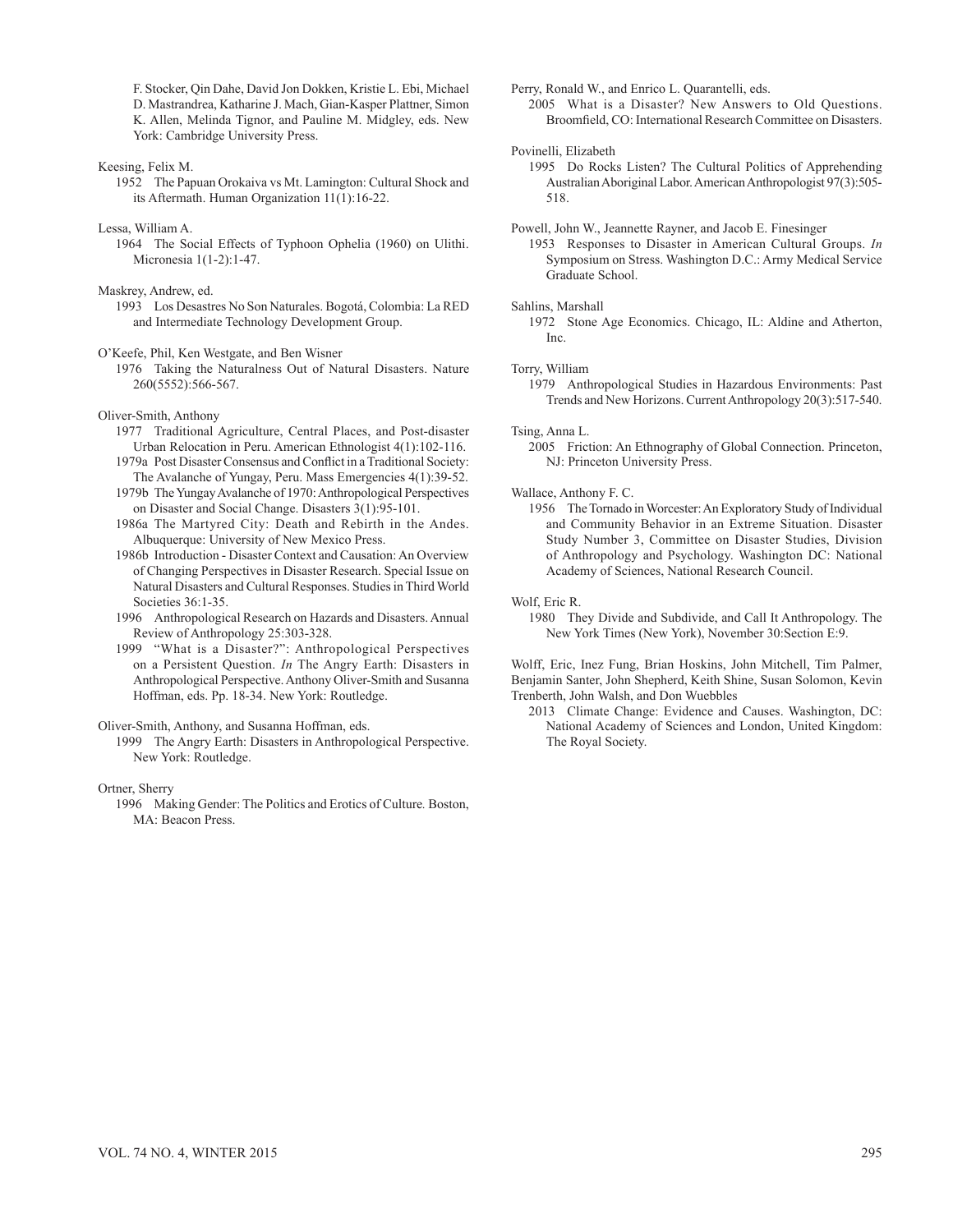F. Stocker, Qin Dahe, David Jon Dokken, Kristie L. Ebi, Michael D. Mastrandrea, Katharine J. Mach, Gian-Kasper Plattner, Simon K. Allen, Melinda Tignor, and Pauline M. Midgley, eds. New York: Cambridge University Press.

Keesing, Felix M.
1952 The Papuan Orokaiva vs Mt. Lamington: Cultural Shock and its Aftermath. Human Organization 11(1):16-22.

Lessa, William A.
1964 The Social Effects of Typhoon Ophelia (1960) on Ulithi. Micronesia 1(1-2):1-47.

Maskrey, Andrew, ed.
1993 Los Desastres No Son Naturales. Bogotá, Colombia: La RED and Intermediate Technology Development Group.

O'Keefe, Phil, Ken Westgate, and Ben Wisner
1976 Taking the Naturalness Out of Natural Disasters. Nature 260(5552):566-567.

Oliver-Smith, Anthony
1977 Traditional Agriculture, Central Places, and Post-disaster Urban Relocation in Peru. American Ethnologist 4(1):102-116.
1979a Post Disaster Consensus and Conflict in a Traditional Society: The Avalanche of Yungay, Peru. Mass Emergencies 4(1):39-52.
1979b The Yungay Avalanche of 1970: Anthropological Perspectives on Disaster and Social Change. Disasters 3(1):95-101.
1986a The Martyred City: Death and Rebirth in the Andes. Albuquerque: University of New Mexico Press.
1986b Introduction - Disaster Context and Causation: An Overview of Changing Perspectives in Disaster Research. Special Issue on Natural Disasters and Cultural Responses. Studies in Third World Societies 36:1-35.
1996 Anthropological Research on Hazards and Disasters. Annual Review of Anthropology 25:303-328.
1999 "What is a Disaster?": Anthropological Perspectives on a Persistent Question. *In* The Angry Earth: Disasters in Anthropological Perspective. Anthony Oliver-Smith and Susanna Hoffman, eds. Pp. 18-34. New York: Routledge.

Oliver-Smith, Anthony, and Susanna Hoffman, eds.
1999 The Angry Earth: Disasters in Anthropological Perspective. New York: Routledge.

Ortner, Sherry
1996 Making Gender: The Politics and Erotics of Culture. Boston, MA: Beacon Press.

Perry, Ronald W., and Enrico L. Quarantelli, eds.
2005 What is a Disaster? New Answers to Old Questions. Broomfield, CO: International Research Committee on Disasters.

Povinelli, Elizabeth
1995 Do Rocks Listen? The Cultural Politics of Apprehending Australian Aboriginal Labor. American Anthropologist 97(3):505-518.

Powell, John W., Jeannette Rayner, and Jacob E. Finesinger
1953 Responses to Disaster in American Cultural Groups. *In* Symposium on Stress. Washington D.C.: Army Medical Service Graduate School.

Sahlins, Marshall
1972 Stone Age Economics. Chicago, IL: Aldine and Atherton, Inc.

Torry, William
1979 Anthropological Studies in Hazardous Environments: Past Trends and New Horizons. Current Anthropology 20(3):517-540.

Tsing, Anna L.
2005 Friction: An Ethnography of Global Connection. Princeton, NJ: Princeton University Press.

Wallace, Anthony F. C.
1956 The Tornado in Worcester: An Exploratory Study of Individual and Community Behavior in an Extreme Situation. Disaster Study Number 3, Committee on Disaster Studies, Division of Anthropology and Psychology. Washington DC: National Academy of Sciences, National Research Council.

Wolf, Eric R.
1980 They Divide and Subdivide, and Call It Anthropology. The New York Times (New York), November 30:Section E:9.

Wolff, Eric, Inez Fung, Brian Hoskins, John Mitchell, Tim Palmer, Benjamin Santer, John Shepherd, Keith Shine, Susan Solomon, Kevin Trenberth, John Walsh, and Don Wuebbles
2013 Climate Change: Evidence and Causes. Washington, DC: National Academy of Sciences and London, United Kingdom: The Royal Society.